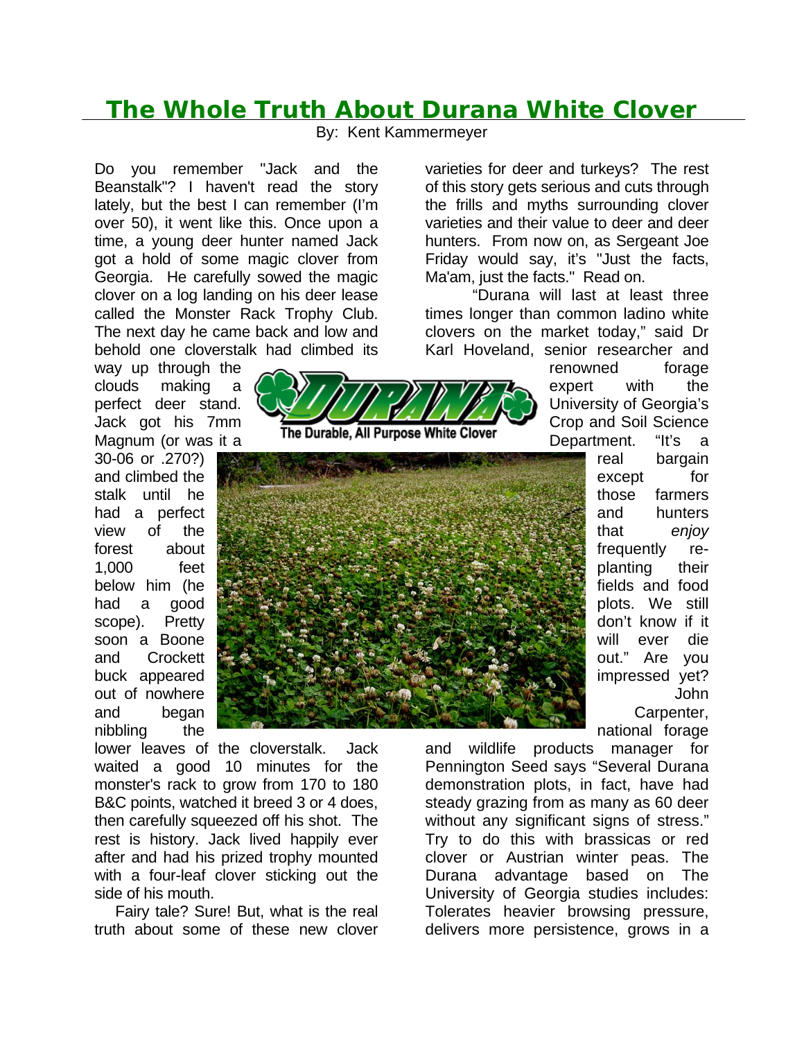# The Whole Truth About Durana White Clover

By: Kent Kammermeyer

Do you remember "Jack and the Beanstalk"? I haven't read the story lately, but the best I can remember (I'm over 50), it went like this. Once upon a time, a young deer hunter named Jack got a hold of some magic clover from Georgia. He carefully sowed the magic clover on a log landing on his deer lease called the Monster Rack Trophy Club. The next day he came back and low and behold one cloverstalk had climbed its way up through the clouds making a perfect deer stand. Jack got his 7mm Magnum (or was it a 30-06 or .270?) and climbed the stalk until he had a perfect view of the forest about 1,000 feet below him (he had a good scope). Pretty soon a Boone and Crockett buck appeared out of nowhere and began nibbling the lower leaves of the cloverstalk. Jack waited a good 10 minutes for the monster's rack to grow from 170 to 180 B&C points, watched it breed 3 or 4 does, then carefully squeezed off his shot. The rest is history. Jack lived happily ever after and had his prized trophy mounted with a four-leaf clover sticking out the side of his mouth.

Fairy tale? Sure! But, what is the real truth about some of these new clover varieties for deer and turkeys? The rest of this story gets serious and cuts through the frills and myths surrounding clover varieties and their value to deer and deer hunters. From now on, as Sergeant Joe Friday would say, it's "Just the facts, Ma'am, just the facts." Read on.

DURANA

The Durable, All Purpose White Clover

"Durana will last at least three times longer than common ladino white clovers on the market today," said Dr Karl Hoveland, senior researcher and renowned forage expert with the University of Georgia's Crop and Soil Science Department. "It's a real bargain except for those farmers and hunters that *enjoy* frequently re-planting their fields and food plots. We still don't know if it will ever die out." Are you impressed yet? John Carpenter, national forage and wildlife products manager for Pennington Seed says "Several Durana demonstration plots, in fact, have had steady grazing from as many as 60 deer without any significant signs of stress." Try to do this with brassicas or red clover or Austrian winter peas. The Durana advantage based on The University of Georgia studies includes: Tolerates heavier browsing pressure, delivers more persistence, grows in a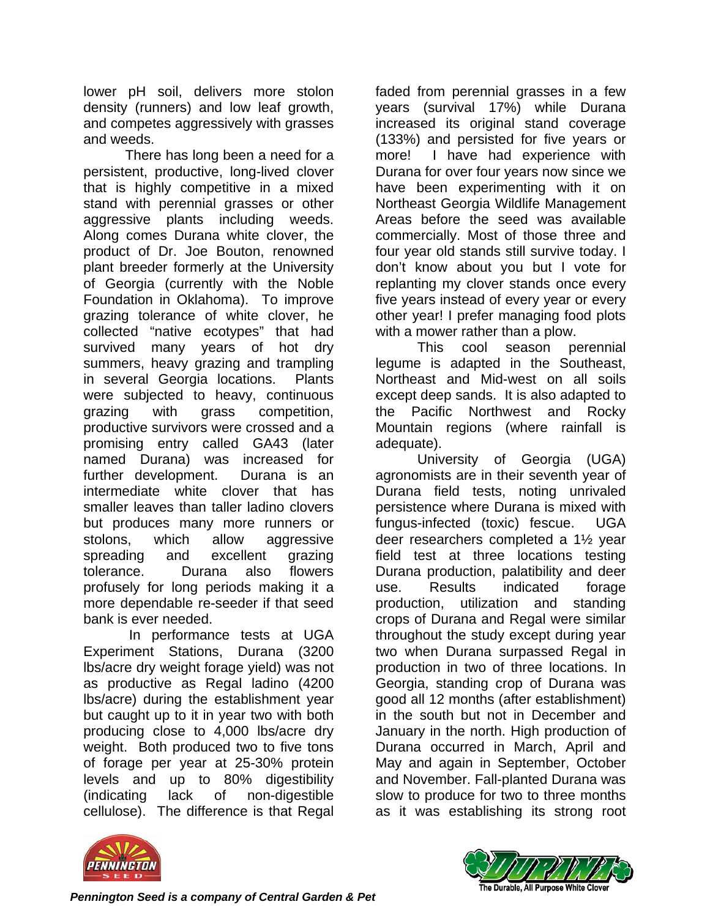lower pH soil, delivers more stolon density (runners) and low leaf growth, and competes aggressively with grasses and weeds.

There has long been a need for a persistent, productive, long-lived clover that is highly competitive in a mixed stand with perennial grasses or other aggressive plants including weeds. Along comes Durana white clover, the product of Dr. Joe Bouton, renowned plant breeder formerly at the University of Georgia (currently with the Noble Foundation in Oklahoma). To improve grazing tolerance of white clover, he collected "native ecotypes" that had survived many years of hot dry summers, heavy grazing and trampling in several Georgia locations. Plants were subjected to heavy, continuous grazing with grass competition, productive survivors were crossed and a promising entry called GA43 (later named Durana) was increased for further development. Durana is an intermediate white clover that has smaller leaves than taller ladino clovers but produces many more runners or stolons, which allow aggressive spreading and excellent grazing tolerance. Durana also flowers profusely for long periods making it a more dependable re-seeder if that seed bank is ever needed.

In performance tests at UGA Experiment Stations, Durana (3200 lbs/acre dry weight forage yield) was not as productive as Regal ladino (4200 lbs/acre) during the establishment year but caught up to it in year two with both producing close to 4,000 lbs/acre dry weight. Both produced two to five tons of forage per year at 25-30% protein levels and up to 80% digestibility (indicating lack of non-digestible cellulose). The difference is that Regal faded from perennial grasses in a few years (survival 17%) while Durana increased its original stand coverage (133%) and persisted for five years or more! I have had experience with Durana for over four years now since we have been experimenting with it on Northeast Georgia Wildlife Management Areas before the seed was available commercially. Most of those three and four year old stands still survive today. I don't know about you but I vote for replanting my clover stands once every five years instead of every year or every other year! I prefer managing food plots with a mower rather than a plow.

This cool season perennial legume is adapted in the Southeast, Northeast and Mid-west on all soils except deep sands. It is also adapted to the Pacific Northwest and Rocky Mountain regions (where rainfall is adequate).

University of Georgia (UGA) agronomists are in their seventh year of Durana field tests, noting unrivaled persistence where Durana is mixed with fungus-infected (toxic) fescue. UGA deer researchers completed a 1½ year field test at three locations testing Durana production, palatibility and deer use. Results indicated forage production, utilization and standing crops of Durana and Regal were similar throughout the study except during year two when Durana surpassed Regal in production in two of three locations. In Georgia, standing crop of Durana was good all 12 months (after establishment) in the south but not in December and January in the north. High production of Durana occurred in March, April and May and again in September, October and November. Fall-planted Durana was slow to produce for two to three months as it was establishing its strong root

*Pennington Seed is a company of Central Garden & Pet*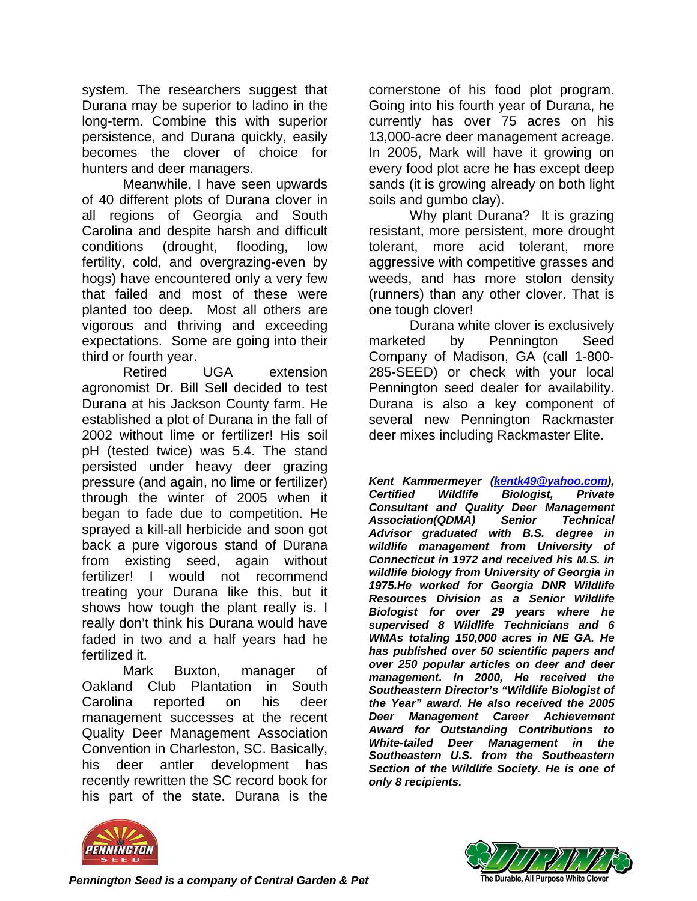system. The researchers suggest that Durana may be superior to ladino in the long-term. Combine this with superior persistence, and Durana quickly, easily becomes the clover of choice for hunters and deer managers.

Meanwhile, I have seen upwards of 40 different plots of Durana clover in all regions of Georgia and South Carolina and despite harsh and difficult conditions (drought, flooding, low fertility, cold, and overgrazing-even by hogs) have encountered only a very few that failed and most of these were planted too deep. Most all others are vigorous and thriving and exceeding expectations. Some are going into their third or fourth year.

Retired UGA extension agronomist Dr. Bill Sell decided to test Durana at his Jackson County farm. He established a plot of Durana in the fall of 2002 without lime or fertilizer! His soil pH (tested twice) was 5.4. The stand persisted under heavy deer grazing pressure (and again, no lime or fertilizer) through the winter of 2005 when it began to fade due to competition. He sprayed a kill-all herbicide and soon got back a pure vigorous stand of Durana from existing seed, again without fertilizer! I would not recommend treating your Durana like this, but it shows how tough the plant really is. I really don't think his Durana would have faded in two and a half years had he fertilized it.

Mark Buxton, manager of Oakland Club Plantation in South Carolina reported on his deer management successes at the recent Quality Deer Management Association Convention in Charleston, SC. Basically, his deer antler development has recently rewritten the SC record book for his part of the state. Durana is the cornerstone of his food plot program. Going into his fourth year of Durana, he currently has over 75 acres on his 13,000-acre deer management acreage. In 2005, Mark will have it growing on every food plot acre he has except deep sands (it is growing already on both light soils and gumbo clay).

Why plant Durana? It is grazing resistant, more persistent, more drought tolerant, more acid tolerant, more aggressive with competitive grasses and weeds, and has more stolon density (runners) than any other clover. That is one tough clover!

Durana white clover is exclusively marketed by Pennington Seed Company of Madison, GA (call 1-800-285-SEED) or check with your local Pennington seed dealer for availability. Durana is also a key component of several new Pennington Rackmaster deer mixes including Rackmaster Elite.

***Kent Kammermeyer (kentk49@yahoo.com), Certified Wildlife Biologist, Private Consultant and Quality Deer Management Association(QDMA) Senior Technical Advisor graduated with B.S. degree in wildlife management from University of Connecticut in 1972 and received his M.S. in wildlife biology from University of Georgia in 1975.He worked for Georgia DNR Wildlife Resources Division as a Senior Wildlife Biologist for over 29 years where he supervised 8 Wildlife Technicians and 6 WMAs totaling 150,000 acres in NE GA. He has published over 50 scientific papers and over 250 popular articles on deer and deer management. In 2000, He received the Southeastern Director's "Wildlife Biologist of the Year" award. He also received the 2005 Deer Management Career Achievement Award for Outstanding Contributions to White-tailed Deer Management in the Southeastern U.S. from the Southeastern Section of the Wildlife Society. He is one of only 8 recipients.***

PENNINGTON SEED

DURANA — The Durable, All Purpose White Clover

*Pennington Seed is a company of Central Garden & Pet*